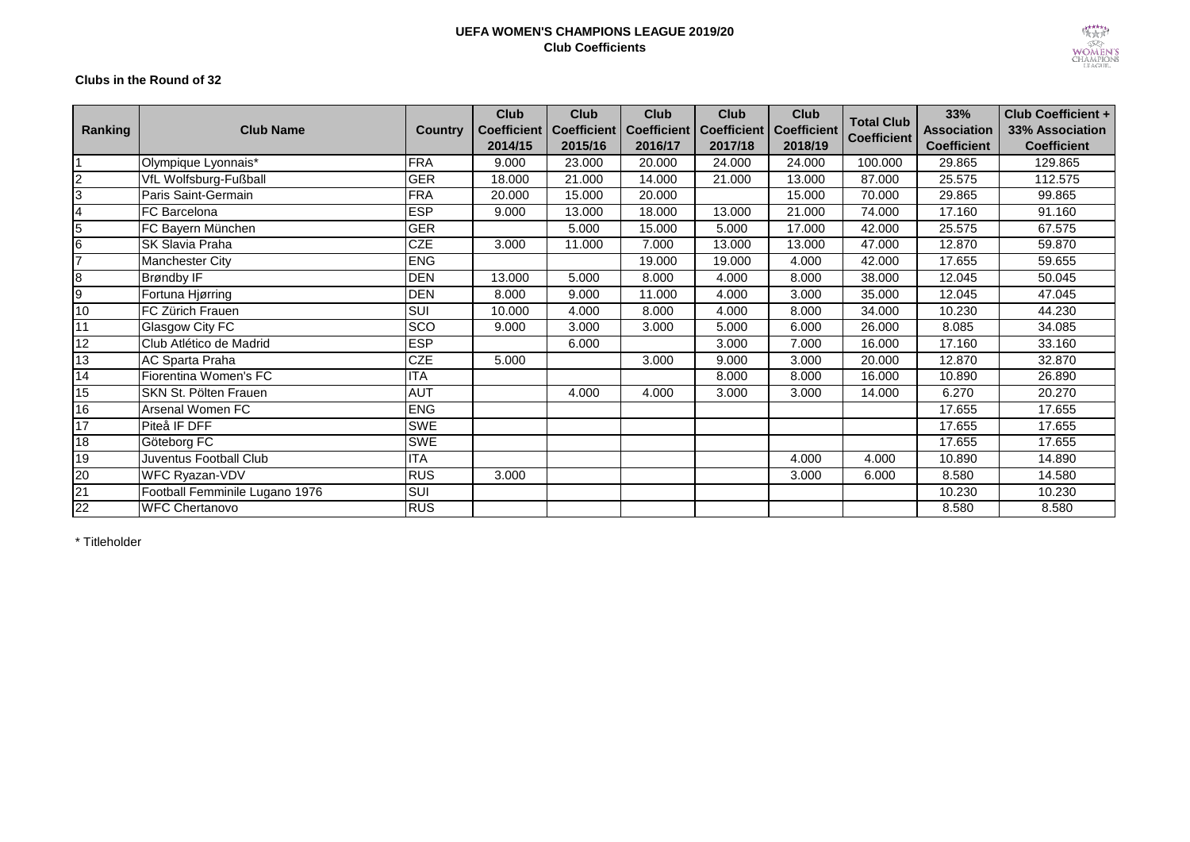# UEFA WOMEN'S CHAMPIONS LEAGUE 2019/20
## Club Coefficients

### Clubs in the Round of 32

| Ranking | Club Name | Country | Club Coefficient 2014/15 | Club Coefficient 2015/16 | Club Coefficient 2016/17 | Club Coefficient 2017/18 | Club Coefficient 2018/19 | Total Club Coefficient | 33% Association Coefficient | Club Coefficient + 33% Association Coefficient |
|---|---|---|---|---|---|---|---|---|---|---|
| 1 | Olympique Lyonnais* | FRA | 9.000 | 23.000 | 20.000 | 24.000 | 24.000 | 100.000 | 29.865 | 129.865 |
| 2 | VfL Wolfsburg-Fußball | GER | 18.000 | 21.000 | 14.000 | 21.000 | 13.000 | 87.000 | 25.575 | 112.575 |
| 3 | Paris Saint-Germain | FRA | 20.000 | 15.000 | 20.000 | | 15.000 | 70.000 | 29.865 | 99.865 |
| 4 | FC Barcelona | ESP | 9.000 | 13.000 | 18.000 | 13.000 | 21.000 | 74.000 | 17.160 | 91.160 |
| 5 | FC Bayern München | GER | | 5.000 | 15.000 | 5.000 | 17.000 | 42.000 | 25.575 | 67.575 |
| 6 | SK Slavia Praha | CZE | 3.000 | 11.000 | 7.000 | 13.000 | 13.000 | 47.000 | 12.870 | 59.870 |
| 7 | Manchester City | ENG | | | 19.000 | 19.000 | 4.000 | 42.000 | 17.655 | 59.655 |
| 8 | Brøndby IF | DEN | 13.000 | 5.000 | 8.000 | 4.000 | 8.000 | 38.000 | 12.045 | 50.045 |
| 9 | Fortuna Hjørring | DEN | 8.000 | 9.000 | 11.000 | 4.000 | 3.000 | 35.000 | 12.045 | 47.045 |
| 10 | FC Zürich Frauen | SUI | 10.000 | 4.000 | 8.000 | 4.000 | 8.000 | 34.000 | 10.230 | 44.230 |
| 11 | Glasgow City FC | SCO | 9.000 | 3.000 | 3.000 | 5.000 | 6.000 | 26.000 | 8.085 | 34.085 |
| 12 | Club Atlético de Madrid | ESP | | 6.000 | | 3.000 | 7.000 | 16.000 | 17.160 | 33.160 |
| 13 | AC Sparta Praha | CZE | 5.000 | | 3.000 | 9.000 | 3.000 | 20.000 | 12.870 | 32.870 |
| 14 | Fiorentina Women's FC | ITA | | | | 8.000 | 8.000 | 16.000 | 10.890 | 26.890 |
| 15 | SKN St. Pölten Frauen | AUT | | 4.000 | 4.000 | 3.000 | 3.000 | 14.000 | 6.270 | 20.270 |
| 16 | Arsenal Women FC | ENG | | | | | | | 17.655 | 17.655 |
| 17 | Piteå IF DFF | SWE | | | | | | | 17.655 | 17.655 |
| 18 | Göteborg FC | SWE | | | | | | | 17.655 | 17.655 |
| 19 | Juventus Football Club | ITA | | | | | 4.000 | 4.000 | 10.890 | 14.890 |
| 20 | WFC Ryazan-VDV | RUS | 3.000 | | | | 3.000 | 6.000 | 8.580 | 14.580 |
| 21 | Football Femminile Lugano 1976 | SUI | | | | | | | 10.230 | 10.230 |
| 22 | WFC Chertanovo | RUS | | | | | | | 8.580 | 8.580 |

* Titleholder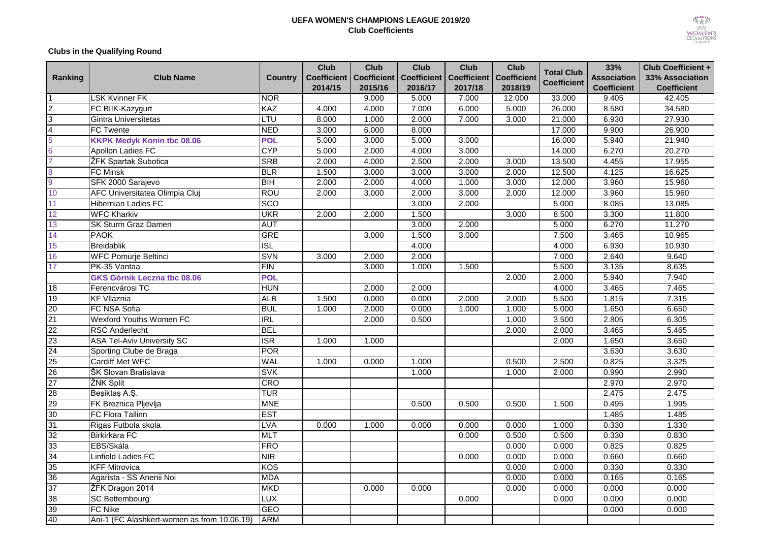# UEFA WOMEN'S CHAMPIONS LEAGUE 2019/20

## Club Coefficients

### Clubs in the Qualifying Round

| Ranking | Club Name | Country | Club Coefficient 2014/15 | Club Coefficient 2015/16 | Club Coefficient 2016/17 | Club Coefficient 2017/18 | Club Coefficient 2018/19 | Total Club Coefficient | 33% Association Coefficient | Club Coefficient + 33% Association Coefficient |
|---|---|---|---|---|---|---|---|---|---|---|
| 1 | LSK Kvinner FK | NOR | | 9.000 | 5.000 | 7.000 | 12.000 | 33.000 | 9.405 | 42.405 |
| 2 | FC BIIK-Kazygurt | KAZ | 4.000 | 4.000 | 7.000 | 6.000 | 5.000 | 26.000 | 8.580 | 34.580 |
| 3 | Gintra Universitetas | LTU | 8.000 | 1.000 | 2.000 | 7.000 | 3.000 | 21.000 | 6.930 | 27.930 |
| 4 | FC Twente | NED | 3.000 | 6.000 | 8.000 | | | 17.000 | 9.900 | 26.900 |
| 5 | **KKPK Medyk Konin tbc 08.06** | **POL** | 5.000 | 3.000 | 5.000 | 3.000 | | 16.000 | 5.940 | 21.940 |
| 6 | Apollon Ladies FC | CYP | 5.000 | 2.000 | 4.000 | 3.000 | | 14.000 | 6.270 | 20.270 |
| 7 | ŽFK Spartak Subotica | SRB | 2.000 | 4.000 | 2.500 | 2.000 | 3.000 | 13.500 | 4.455 | 17.955 |
| 8 | FC Minsk | BLR | 1.500 | 3.000 | 3.000 | 3.000 | 2.000 | 12.500 | 4.125 | 16.625 |
| 9 | SFK 2000 Sarajevo | BIH | 2.000 | 2.000 | 4.000 | 1.000 | 3.000 | 12.000 | 3.960 | 15.960 |
| 10 | AFC Universitatea Olimpia Cluj | ROU | 2.000 | 3.000 | 2.000 | 3.000 | 2.000 | 12.000 | 3.960 | 15.960 |
| 11 | Hibernian Ladies FC | SCO | | | 3.000 | 2.000 | | 5.000 | 8.085 | 13.085 |
| 12 | WFC Kharkiv | UKR | 2.000 | 2.000 | 1.500 | | 3.000 | 8.500 | 3.300 | 11.800 |
| 13 | SK Sturm Graz Damen | AUT | | | 3.000 | 2.000 | | 5.000 | 6.270 | 11.270 |
| 14 | PAOK | GRE | | 3.000 | 1.500 | 3.000 | | 7.500 | 3.465 | 10.965 |
| 15 | Breidablik | ISL | | | 4.000 | | | 4.000 | 6.930 | 10.930 |
| 16 | WFC Pomurje Beltinci | SVN | 3.000 | 2.000 | 2.000 | | | 7.000 | 2.640 | 9.640 |
| 17 | PK-35 Vantaa | FIN | | 3.000 | 1.000 | 1.500 | | 5.500 | 3.135 | 8.635 |
| | **GKS Górnik Leczna tbc 08.06** | **POL** | | | | | 2.000 | 2.000 | 5.940 | 7.940 |
| 18 | Ferencvárosi TC | HUN | | 2.000 | 2.000 | | | 4.000 | 3.465 | 7.465 |
| 19 | KF Vllaznia | ALB | 1.500 | 0.000 | 0.000 | 2.000 | 2.000 | 5.500 | 1.815 | 7.315 |
| 20 | FC NSA Sofia | BUL | 1.000 | 2.000 | 0.000 | 1.000 | 1.000 | 5.000 | 1.650 | 6.650 |
| 21 | Wexford Youths Women FC | IRL | | 2.000 | 0.500 | | 1.000 | 3.500 | 2.805 | 6.305 |
| 22 | RSC Anderlecht | BEL | | | | | 2.000 | 2.000 | 3.465 | 5.465 |
| 23 | ASA Tel-Aviv University SC | ISR | 1.000 | 1.000 | | | | 2.000 | 1.650 | 3.650 |
| 24 | Sporting Clube de Braga | POR | | | | | | | 3.630 | 3.630 |
| 25 | Cardiff Met WFC | WAL | 1.000 | 0.000 | 1.000 | | 0.500 | 2.500 | 0.825 | 3.325 |
| 26 | ŠK Slovan Bratislava | SVK | | | 1.000 | | 1.000 | 2.000 | 0.990 | 2.990 |
| 27 | ŽNK Split | CRO | | | | | | | 2.970 | 2.970 |
| 28 | Beşiktaş A.Ş. | TUR | | | | | | | 2.475 | 2.475 |
| 29 | FK Breznica Pljevlja | MNE | | | 0.500 | 0.500 | 0.500 | 1.500 | 0.495 | 1.995 |
| 30 | FC Flora Tallinn | EST | | | | | | | 1.485 | 1.485 |
| 31 | Rigas Futbola skola | LVA | 0.000 | 1.000 | 0.000 | 0.000 | 0.000 | 1.000 | 0.330 | 1.330 |
| 32 | Birkirkara FC | MLT | | | | 0.000 | 0.500 | 0.500 | 0.330 | 0.830 |
| 33 | EBS/Skála | FRO | | | | | 0.000 | 0.000 | 0.825 | 0.825 |
| 34 | Linfield Ladies FC | NIR | | | | 0.000 | 0.000 | 0.000 | 0.660 | 0.660 |
| 35 | KFF Mitrovica | KOS | | | | | 0.000 | 0.000 | 0.330 | 0.330 |
| 36 | Agarista - SS Anenii Noi | MDA | | | | | 0.000 | 0.000 | 0.165 | 0.165 |
| 37 | ŽFK Dragon 2014 | MKD | | 0.000 | 0.000 | | 0.000 | 0.000 | 0.000 | 0.000 |
| 38 | SC Bettembourg | LUX | | | | 0.000 | | 0.000 | 0.000 | 0.000 |
| 39 | FC Nike | GEO | | | | | | | 0.000 | 0.000 |
| 40 | Ani-1 (FC Alashkert-women as from 10.06.19) | ARM | | | | | | | | |